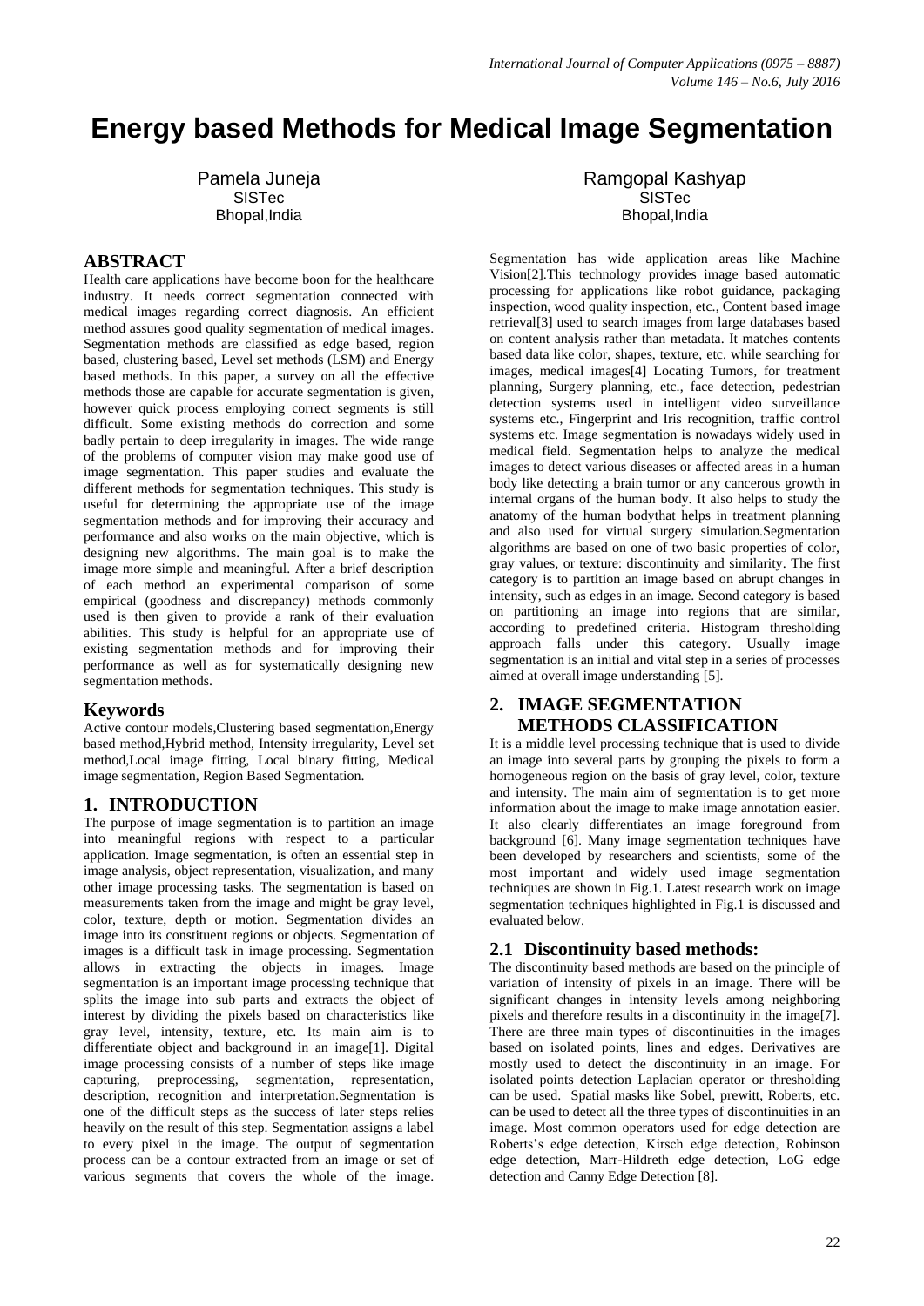# Energy based Methods for Medical Image Segmentation

Pamela Juneja
SISTec
Bhopal,India

Ramgopal Kashyap
SISTec
Bhopal,India

## ABSTRACT

Health care applications have become boon for the healthcare industry. It needs correct segmentation connected with medical images regarding correct diagnosis. An efficient method assures good quality segmentation of medical images. Segmentation methods are classified as edge based, region based, clustering based, Level set methods (LSM) and Energy based methods. In this paper, a survey on all the effective methods those are capable for accurate segmentation is given, however quick process employing correct segments is still difficult. Some existing methods do correction and some badly pertain to deep irregularity in images. The wide range of the problems of computer vision may make good use of image segmentation. This paper studies and evaluate the different methods for segmentation techniques. This study is useful for determining the appropriate use of the image segmentation methods and for improving their accuracy and performance and also works on the main objective, which is designing new algorithms. The main goal is to make the image more simple and meaningful. After a brief description of each method an experimental comparison of some empirical (goodness and discrepancy) methods commonly used is then given to provide a rank of their evaluation abilities. This study is helpful for an appropriate use of existing segmentation methods and for improving their performance as well as for systematically designing new segmentation methods.

### Keywords

Active contour models,Clustering based segmentation,Energy based method,Hybrid method, Intensity irregularity, Level set method,Local image fitting, Local binary fitting, Medical image segmentation, Region Based Segmentation.

## 1. INTRODUCTION

The purpose of image segmentation is to partition an image into meaningful regions with respect to a particular application. Image segmentation, is often an essential step in image analysis, object representation, visualization, and many other image processing tasks. The segmentation is based on measurements taken from the image and might be gray level, color, texture, depth or motion. Segmentation divides an image into its constituent regions or objects. Segmentation of images is a difficult task in image processing. Segmentation allows in extracting the objects in images. Image segmentation is an important image processing technique that splits the image into sub parts and extracts the object of interest by dividing the pixels based on characteristics like gray level, intensity, texture, etc. Its main aim is to differentiate object and background in an image[1]. Digital image processing consists of a number of steps like image capturing, preprocessing, segmentation, representation, description, recognition and interpretation.Segmentation is one of the difficult steps as the success of later steps relies heavily on the result of this step. Segmentation assigns a label to every pixel in the image. The output of segmentation process can be a contour extracted from an image or set of various segments that covers the whole of the image. Segmentation has wide application areas like Machine Vision[2].This technology provides image based automatic processing for applications like robot guidance, packaging inspection, wood quality inspection, etc., Content based image retrieval[3] used to search images from large databases based on content analysis rather than metadata. It matches contents based data like color, shapes, texture, etc. while searching for images, medical images[4] Locating Tumors, for treatment planning, Surgery planning, etc., face detection, pedestrian detection systems used in intelligent video surveillance systems etc., Fingerprint and Iris recognition, traffic control systems etc. Image segmentation is nowadays widely used in medical field. Segmentation helps to analyze the medical images to detect various diseases or affected areas in a human body like detecting a brain tumor or any cancerous growth in internal organs of the human body. It also helps to study the anatomy of the human bodythat helps in treatment planning and also used for virtual surgery simulation.Segmentation algorithms are based on one of two basic properties of color, gray values, or texture: discontinuity and similarity. The first category is to partition an image based on abrupt changes in intensity, such as edges in an image. Second category is based on partitioning an image into regions that are similar, according to predefined criteria. Histogram thresholding approach falls under this category. Usually image segmentation is an initial and vital step in a series of processes aimed at overall image understanding [5].

## 2. IMAGE SEGMENTATION METHODS CLASSIFICATION

It is a middle level processing technique that is used to divide an image into several parts by grouping the pixels to form a homogeneous region on the basis of gray level, color, texture and intensity. The main aim of segmentation is to get more information about the image to make image annotation easier. It also clearly differentiates an image foreground from background [6]. Many image segmentation techniques have been developed by researchers and scientists, some of the most important and widely used image segmentation techniques are shown in Fig.1. Latest research work on image segmentation techniques highlighted in Fig.1 is discussed and evaluated below.

### 2.1 Discontinuity based methods:

The discontinuity based methods are based on the principle of variation of intensity of pixels in an image. There will be significant changes in intensity levels among neighboring pixels and therefore results in a discontinuity in the image[7]. There are three main types of discontinuities in the images based on isolated points, lines and edges. Derivatives are mostly used to detect the discontinuity in an image. For isolated points detection Laplacian operator or thresholding can be used. Spatial masks like Sobel, prewitt, Roberts, etc. can be used to detect all the three types of discontinuities in an image. Most common operators used for edge detection are Roberts's edge detection, Kirsch edge detection, Robinson edge detection, Marr-Hildreth edge detection, LoG edge detection and Canny Edge Detection [8].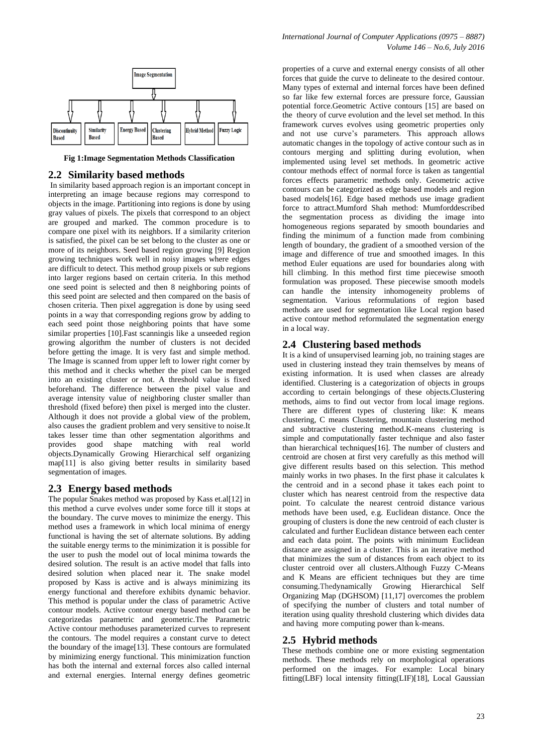Image Segmentation

Discontinuity Based | Similarity Based | Energy Based | Clustering Based | Hybrid Method | Fuzzy Logic

**Fig 1:Image Segmentation Methods Classification**

## 2.2 Similarity based methods

In similarity based approach region is an important concept in interpreting an image because regions may correspond to objects in the image. Partitioning into regions is done by using gray values of pixels. The pixels that correspond to an object are grouped and marked. The common procedure is to compare one pixel with its neighbors. If a similarity criterion is satisfied, the pixel can be set belong to the cluster as one or more of its neighbors. Seed based region growing [9] Region growing techniques work well in noisy images where edges are difficult to detect. This method group pixels or sub regions into larger regions based on certain criteria. In this method one seed point is selected and then 8 neighboring points of this seed point are selected and then compared on the basis of chosen criteria. Then pixel aggregation is done by using seed points in a way that corresponding regions grow by adding to each seed point those neighboring points that have some similar properties [10].Fast scanningis like a unseeded region growing algorithm the number of clusters is not decided before getting the image. It is very fast and simple method. The Image is scanned from upper left to lower right corner by this method and it checks whether the pixel can be merged into an existing cluster or not. A threshold value is fixed beforehand. The difference between the pixel value and average intensity value of neighboring cluster smaller than threshold (fixed before) then pixel is merged into the cluster. Although it does not provide a global view of the problem, also causes the gradient problem and very sensitive to noise.It takes lesser time than other segmentation algorithms and provides good shape matching with real world objects.Dynamically Growing Hierarchical self organizing map[11] is also giving better results in similarity based segmentation of images.

## 2.3 Energy based methods

The popular Snakes method was proposed by Kass et.al[12] in this method a curve evolves under some force till it stops at the boundary. The curve moves to minimize the energy. This method uses a framework in which local minima of energy functional is having the set of alternate solutions. By adding the suitable energy terms to the minimization it is possible for the user to push the model out of local minima towards the desired solution. The result is an active model that falls into desired solution when placed near it. The snake model proposed by Kass is active and is always minimizing its energy functional and therefore exhibits dynamic behavior. This method is popular under the class of parametric Active contour models. Active contour energy based method can be categorizedas parametric and geometric.The Parametric Active contour methoduses parameterized curves to represent the contours. The model requires a constant curve to detect the boundary of the image[13]. These contours are formulated by minimizing energy functional. This minimization function has both the internal and external forces also called internal and external energies. Internal energy defines geometric properties of a curve and external energy consists of all other forces that guide the curve to delineate to the desired contour. Many types of external and internal forces have been defined so far like few external forces are pressure force, Gaussian potential force.Geometric Active contours [15] are based on the theory of curve evolution and the level set method. In this framework curves evolves using geometric properties only and not use curve's parameters. This approach allows automatic changes in the topology of active contour such as in contours merging and splitting during evolution, when implemented using level set methods. In geometric active contour methods effect of normal force is taken as tangential forces effects parametric methods only. Geometric active contours can be categorized as edge based models and region based models[16]. Edge based methods use image gradient force to attract.Mumford Shah method: Mumforddescribed the segmentation process as dividing the image into homogeneous regions separated by smooth boundaries and finding the minimum of a function made from combining length of boundary, the gradient of a smoothed version of the image and difference of true and smoothed images. In this method Euler equations are used for boundaries along with hill climbing. In this method first time piecewise smooth formulation was proposed. These piecewise smooth models can handle the intensity inhomogeneity problems of segmentation. Various reformulations of region based methods are used for segmentation like Local region based active contour method reformulated the segmentation energy in a local way.

## 2.4 Clustering based methods

It is a kind of unsupervised learning job, no training stages are used in clustering instead they train themselves by means of existing information. It is used when classes are already identified. Clustering is a categorization of objects in groups according to certain belongings of these objects.Clustering methods, aims to find out vector from local image regions. There are different types of clustering like: K means clustering, C means Clustering, mountain clustering method and subtractive clustering method.K-means clustering is simple and computationally faster technique and also faster than hierarchical techniques[16]. The number of clusters and centroid are chosen at first very carefully as this method will give different results based on this selection. This method mainly works in two phases. In the first phase it calculates k the centroid and in a second phase it takes each point to cluster which has nearest centroid from the respective data point. To calculate the nearest centroid distance various methods have been used, e.g. Euclidean distance. Once the grouping of clusters is done the new centroid of each cluster is calculated and further Euclidean distance between each center and each data point. The points with minimum Euclidean distance are assigned in a cluster. This is an iterative method that minimizes the sum of distances from each object to its cluster centroid over all clusters.Although Fuzzy C-Means and K Means are efficient techniques but they are time consuming.Thedynamically Growing Hierarchical Self Organizing Map (DGHSOM) [11,17] overcomes the problem of specifying the number of clusters and total number of iteration using quality threshold clustering which divides data and having more computing power than k-means.

## 2.5 Hybrid methods

These methods combine one or more existing segmentation methods. These methods rely on morphological operations performed on the images. For example: Local binary fitting(LBF) local intensity fitting(LIF)[18], Local Gaussian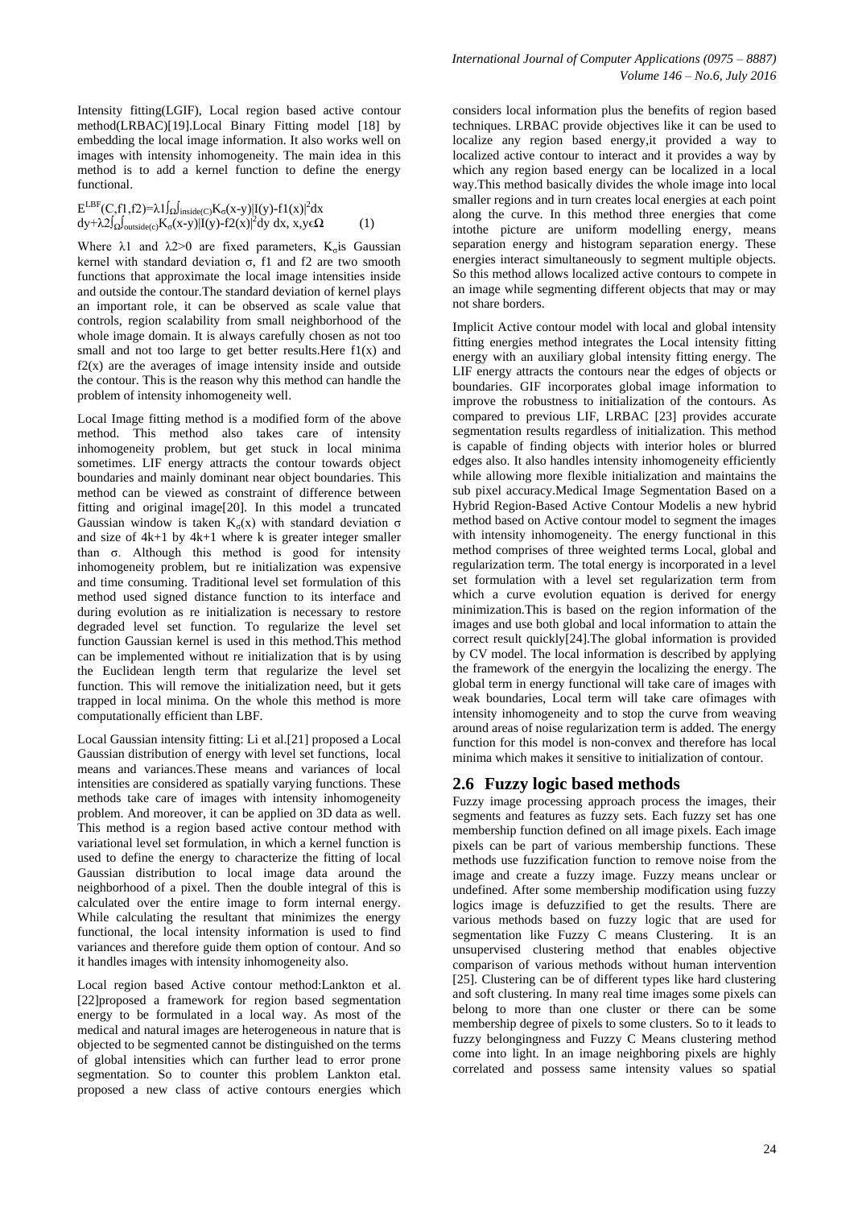Intensity fitting(LGIF), Local region based active contour method(LRBAC)[19].Local Binary Fitting model [18] by embedding the local image information. It also works well on images with intensity inhomogeneity. The main idea in this method is to add a kernel function to define the energy functional.

$$E^{LBF}(C,f1,f2)=\lambda1\int_{\Omega}\int_{inside(C)}K_{\sigma}(x-y)|I(y)-f1(x)|^2dx\ dy+\lambda2\int_{\Omega}\int_{outside(c)}K_{\sigma}(x-y)|I(y)-f2(x)|^2dy\ dx,\ x,y\epsilon\Omega \quad (1)$$

Where $\lambda1$ and $\lambda2>0$ are fixed parameters, $K_{\sigma}$is Gaussian kernel with standard deviation $\sigma$, f1 and f2 are two smooth functions that approximate the local image intensities inside and outside the contour.The standard deviation of kernel plays an important role, it can be observed as scale value that controls, region scalability from small neighborhood of the whole image domain. It is always carefully chosen as not too small and not too large to get better results.Here f1(x) and f2(x) are the averages of image intensity inside and outside the contour. This is the reason why this method can handle the problem of intensity inhomogeneity well.

Local Image fitting method is a modified form of the above method. This method also takes care of intensity inhomogeneity problem, but get stuck in local minima sometimes. LIF energy attracts the contour towards object boundaries and mainly dominant near object boundaries. This method can be viewed as constraint of difference between fitting and original image[20]. In this model a truncated Gaussian window is taken $K_{\sigma}(x)$ with standard deviation $\sigma$ and size of 4k+1 by 4k+1 where k is greater integer smaller than $\sigma$. Although this method is good for intensity inhomogeneity problem, but re initialization was expensive and time consuming. Traditional level set formulation of this method used signed distance function to its interface and during evolution as re initialization is necessary to restore degraded level set function. To regularize the level set function Gaussian kernel is used in this method.This method can be implemented without re initialization that is by using the Euclidean length term that regularize the level set function. This will remove the initialization need, but it gets trapped in local minima. On the whole this method is more computationally efficient than LBF.

Local Gaussian intensity fitting: Li et al.[21] proposed a Local Gaussian distribution of energy with level set functions, local means and variances.These means and variances of local intensities are considered as spatially varying functions. These methods take care of images with intensity inhomogeneity problem. And moreover, it can be applied on 3D data as well. This method is a region based active contour method with variational level set formulation, in which a kernel function is used to define the energy to characterize the fitting of local Gaussian distribution to local image data around the neighborhood of a pixel. Then the double integral of this is calculated over the entire image to form internal energy. While calculating the resultant that minimizes the energy functional, the local intensity information is used to find variances and therefore guide them option of contour. And so it handles images with intensity inhomogeneity also.

Local region based Active contour method:Lankton et al. [22]proposed a framework for region based segmentation energy to be formulated in a local way. As most of the medical and natural images are heterogeneous in nature that is objected to be segmented cannot be distinguished on the terms of global intensities which can further lead to error prone segmentation. So to counter this problem Lankton etal. proposed a new class of active contours energies which considers local information plus the benefits of region based techniques. LRBAC provide objectives like it can be used to localize any region based energy,it provided a way to localized active contour to interact and it provides a way by which any region based energy can be localized in a local way.This method basically divides the whole image into local smaller regions and in turn creates local energies at each point along the curve. In this method three energies that come intothe picture are uniform modelling energy, means separation energy and histogram separation energy. These energies interact simultaneously to segment multiple objects. So this method allows localized active contours to compete in an image while segmenting different objects that may or may not share borders.

Implicit Active contour model with local and global intensity fitting energies method integrates the Local intensity fitting energy with an auxiliary global intensity fitting energy. The LIF energy attracts the contours near the edges of objects or boundaries. GIF incorporates global image information to improve the robustness to initialization of the contours. As compared to previous LIF, LRBAC [23] provides accurate segmentation results regardless of initialization. This method is capable of finding objects with interior holes or blurred edges also. It also handles intensity inhomogeneity efficiently while allowing more flexible initialization and maintains the sub pixel accuracy.Medical Image Segmentation Based on a Hybrid Region-Based Active Contour Modelis a new hybrid method based on Active contour model to segment the images with intensity inhomogeneity. The energy functional in this method comprises of three weighted terms Local, global and regularization term. The total energy is incorporated in a level set formulation with a level set regularization term from which a curve evolution equation is derived for energy minimization.This is based on the region information of the images and use both global and local information to attain the correct result quickly[24].The global information is provided by CV model. The local information is described by applying the framework of the energyin the localizing the energy. The global term in energy functional will take care of images with weak boundaries, Local term will take care ofimages with intensity inhomogeneity and to stop the curve from weaving around areas of noise regularization term is added. The energy function for this model is non-convex and therefore has local minima which makes it sensitive to initialization of contour.

## 2.6 Fuzzy logic based methods

Fuzzy image processing approach process the images, their segments and features as fuzzy sets. Each fuzzy set has one membership function defined on all image pixels. Each image pixels can be part of various membership functions. These methods use fuzzification function to remove noise from the image and create a fuzzy image. Fuzzy means unclear or undefined. After some membership modification using fuzzy logics image is defuzzified to get the results. There are various methods based on fuzzy logic that are used for segmentation like Fuzzy C means Clustering. It is an unsupervised clustering method that enables objective comparison of various methods without human intervention [25]. Clustering can be of different types like hard clustering and soft clustering. In many real time images some pixels can belong to more than one cluster or there can be some membership degree of pixels to some clusters. So to it leads to fuzzy belongingness and Fuzzy C Means clustering method come into light. In an image neighboring pixels are highly correlated and possess same intensity values so spatial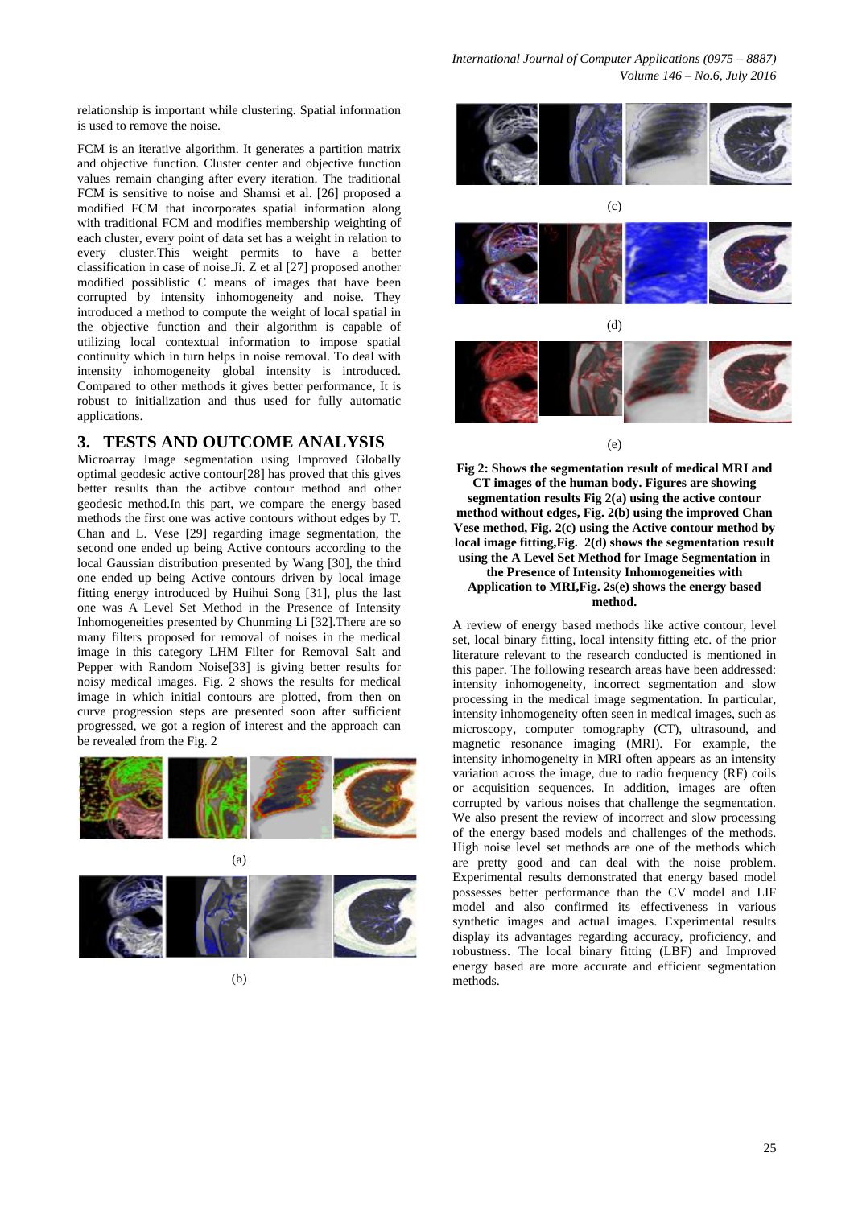relationship is important while clustering. Spatial information is used to remove the noise.

FCM is an iterative algorithm. It generates a partition matrix and objective function. Cluster center and objective function values remain changing after every iteration. The traditional FCM is sensitive to noise and Shamsi et al. [26] proposed a modified FCM that incorporates spatial information along with traditional FCM and modifies membership weighting of each cluster, every point of data set has a weight in relation to every cluster.This weight permits to have a better classification in case of noise.Ji. Z et al [27] proposed another modified possiblistic C means of images that have been corrupted by intensity inhomogeneity and noise. They introduced a method to compute the weight of local spatial in the objective function and their algorithm is capable of utilizing local contextual information to impose spatial continuity which in turn helps in noise removal. To deal with intensity inhomogeneity global intensity is introduced. Compared to other methods it gives better performance, It is robust to initialization and thus used for fully automatic applications.

## 3. TESTS AND OUTCOME ANALYSIS

Microarray Image segmentation using Improved Globally optimal geodesic active contour[28] has proved that this gives better results than the actibve contour method and other geodesic method.In this part, we compare the energy based methods the first one was active contours without edges by T. Chan and L. Vese [29] regarding image segmentation, the second one ended up being Active contours according to the local Gaussian distribution presented by Wang [30], the third one ended up being Active contours driven by local image fitting energy introduced by Huihui Song [31], plus the last one was A Level Set Method in the Presence of Intensity Inhomogeneities presented by Chunming Li [32].There are so many filters proposed for removal of noises in the medical image in this category LHM Filter for Removal Salt and Pepper with Random Noise[33] is giving better results for noisy medical images. Fig. 2 shows the results for medical image in which initial contours are plotted, from then on curve progression steps are presented soon after sufficient progressed, we got a region of interest and the approach can be revealed from the Fig. 2

(a)

(b)

(c)

(d)

(e)

**Fig 2: Shows the segmentation result of medical MRI and CT images of the human body. Figures are showing segmentation results Fig 2(a) using the active contour method without edges, Fig. 2(b) using the improved Chan Vese method, Fig. 2(c) using the Active contour method by local image fitting,Fig. 2(d) shows the segmentation result using the A Level Set Method for Image Segmentation in the Presence of Intensity Inhomogeneities with Application to MRI,Fig. 2s(e) shows the energy based method.**

A review of energy based methods like active contour, level set, local binary fitting, local intensity fitting etc. of the prior literature relevant to the research conducted is mentioned in this paper. The following research areas have been addressed: intensity inhomogeneity, incorrect segmentation and slow processing in the medical image segmentation. In particular, intensity inhomogeneity often seen in medical images, such as microscopy, computer tomography (CT), ultrasound, and magnetic resonance imaging (MRI). For example, the intensity inhomogeneity in MRI often appears as an intensity variation across the image, due to radio frequency (RF) coils or acquisition sequences. In addition, images are often corrupted by various noises that challenge the segmentation. We also present the review of incorrect and slow processing of the energy based models and challenges of the methods. High noise level set methods are one of the methods which are pretty good and can deal with the noise problem. Experimental results demonstrated that energy based model possesses better performance than the CV model and LIF model and also confirmed its effectiveness in various synthetic images and actual images. Experimental results display its advantages regarding accuracy, proficiency, and robustness. The local binary fitting (LBF) and Improved energy based are more accurate and efficient segmentation methods.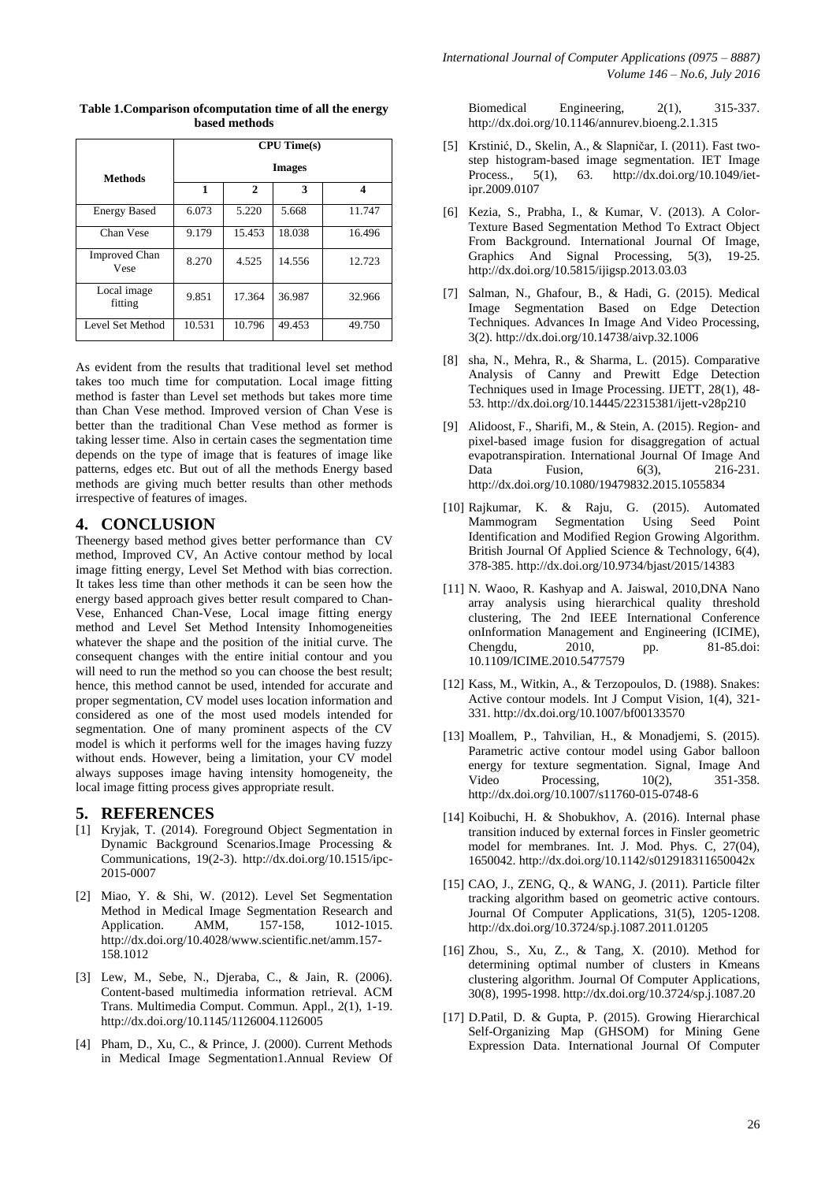**Table 1.Comparison ofcomputation time of all the energy based methods**

| Methods | CPU Time(s) | | | |
|---|---|---|---|---|
| | Images | | | |
| | 1 | 2 | 3 | 4 |
| Energy Based | 6.073 | 5.220 | 5.668 | 11.747 |
| Chan Vese | 9.179 | 15.453 | 18.038 | 16.496 |
| Improved Chan Vese | 8.270 | 4.525 | 14.556 | 12.723 |
| Local image fitting | 9.851 | 17.364 | 36.987 | 32.966 |
| Level Set Method | 10.531 | 10.796 | 49.453 | 49.750 |

As evident from the results that traditional level set method takes too much time for computation. Local image fitting method is faster than Level set methods but takes more time than Chan Vese method. Improved version of Chan Vese is better than the traditional Chan Vese method as former is taking lesser time. Also in certain cases the segmentation time depends on the type of image that is features of image like patterns, edges etc. But out of all the methods Energy based methods are giving much better results than other methods irrespective of features of images.

## 4. CONCLUSION

Theenergy based method gives better performance than CV method, Improved CV, An Active contour method by local image fitting energy, Level Set Method with bias correction. It takes less time than other methods it can be seen how the energy based approach gives better result compared to Chan-Vese, Enhanced Chan-Vese, Local image fitting energy method and Level Set Method Intensity Inhomogeneities whatever the shape and the position of the initial curve. The consequent changes with the entire initial contour and you will need to run the method so you can choose the best result; hence, this method cannot be used, intended for accurate and proper segmentation, CV model uses location information and considered as one of the most used models intended for segmentation. One of many prominent aspects of the CV model is which it performs well for the images having fuzzy without ends. However, being a limitation, your CV model always supposes image having intensity homogeneity, the local image fitting process gives appropriate result.

## 5. REFERENCES

[1] Kryjak, T. (2014). Foreground Object Segmentation in Dynamic Background Scenarios.Image Processing & Communications, 19(2-3). http://dx.doi.org/10.1515/ipc-2015-0007

[2] Miao, Y. & Shi, W. (2012). Level Set Segmentation Method in Medical Image Segmentation Research and Application. AMM, 157-158, 1012-1015. http://dx.doi.org/10.4028/www.scientific.net/amm.157-158.1012

[3] Lew, M., Sebe, N., Djeraba, C., & Jain, R. (2006). Content-based multimedia information retrieval. ACM Trans. Multimedia Comput. Commun. Appl., 2(1), 1-19. http://dx.doi.org/10.1145/1126004.1126005

[4] Pham, D., Xu, C., & Prince, J. (2000). Current Methods in Medical Image Segmentation1.Annual Review Of Biomedical Engineering, 2(1), 315-337. http://dx.doi.org/10.1146/annurev.bioeng.2.1.315

[5] Krstinić, D., Skelin, A., & Slapničar, I. (2011). Fast two-step histogram-based image segmentation. IET Image Process., 5(1), 63. http://dx.doi.org/10.1049/iet-ipr.2009.0107

[6] Kezia, S., Prabha, I., & Kumar, V. (2013). A Color-Texture Based Segmentation Method To Extract Object From Background. International Journal Of Image, Graphics And Signal Processing, 5(3), 19-25. http://dx.doi.org/10.5815/ijigsp.2013.03.03

[7] Salman, N., Ghafour, B., & Hadi, G. (2015). Medical Image Segmentation Based on Edge Detection Techniques. Advances In Image And Video Processing, 3(2). http://dx.doi.org/10.14738/aivp.32.1006

[8] sha, N., Mehra, R., & Sharma, L. (2015). Comparative Analysis of Canny and Prewitt Edge Detection Techniques used in Image Processing. IJETT, 28(1), 48-53. http://dx.doi.org/10.14445/22315381/ijett-v28p210

[9] Alidoost, F., Sharifi, M., & Stein, A. (2015). Region- and pixel-based image fusion for disaggregation of actual evapotranspiration. International Journal Of Image And Data Fusion, 6(3), 216-231. http://dx.doi.org/10.1080/19479832.2015.1055834

[10] Rajkumar, K. & Raju, G. (2015). Automated Mammogram Segmentation Using Seed Point Identification and Modified Region Growing Algorithm. British Journal Of Applied Science & Technology, 6(4), 378-385. http://dx.doi.org/10.9734/bjast/2015/14383

[11] N. Waoo, R. Kashyap and A. Jaiswal, 2010,DNA Nano array analysis using hierarchical quality threshold clustering, The 2nd IEEE International Conference onInformation Management and Engineering (ICIME), Chengdu, 2010, pp. 81-85.doi: 10.1109/ICIME.2010.5477579

[12] Kass, M., Witkin, A., & Terzopoulos, D. (1988). Snakes: Active contour models. Int J Comput Vision, 1(4), 321-331. http://dx.doi.org/10.1007/bf00133570

[13] Moallem, P., Tahvilian, H., & Monadjemi, S. (2015). Parametric active contour model using Gabor balloon energy for texture segmentation. Signal, Image And Video Processing, 10(2), 351-358. http://dx.doi.org/10.1007/s11760-015-0748-6

[14] Koibuchi, H. & Shobukhov, A. (2016). Internal phase transition induced by external forces in Finsler geometric model for membranes. Int. J. Mod. Phys. C, 27(04), 1650042. http://dx.doi.org/10.1142/s012918311650042x

[15] CAO, J., ZENG, Q., & WANG, J. (2011). Particle filter tracking algorithm based on geometric active contours. Journal Of Computer Applications, 31(5), 1205-1208. http://dx.doi.org/10.3724/sp.j.1087.2011.01205

[16] Zhou, S., Xu, Z., & Tang, X. (2010). Method for determining optimal number of clusters in Kmeans clustering algorithm. Journal Of Computer Applications, 30(8), 1995-1998. http://dx.doi.org/10.3724/sp.j.1087.20

[17] D.Patil, D. & Gupta, P. (2015). Growing Hierarchical Self-Organizing Map (GHSOM) for Mining Gene Expression Data. International Journal Of Computer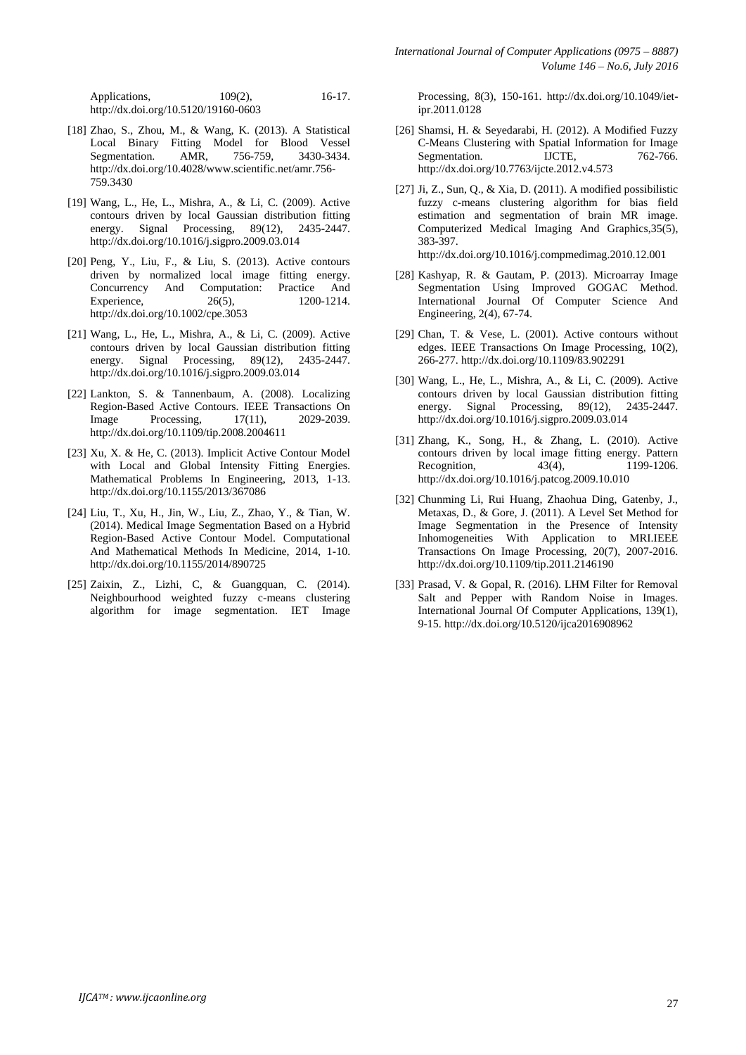Applications, 109(2), 16-17. http://dx.doi.org/10.5120/19160-0603

[18] Zhao, S., Zhou, M., & Wang, K. (2013). A Statistical Local Binary Fitting Model for Blood Vessel Segmentation. AMR, 756-759, 3430-3434. http://dx.doi.org/10.4028/www.scientific.net/amr.756-759.3430

[19] Wang, L., He, L., Mishra, A., & Li, C. (2009). Active contours driven by local Gaussian distribution fitting energy. Signal Processing, 89(12), 2435-2447. http://dx.doi.org/10.1016/j.sigpro.2009.03.014

[20] Peng, Y., Liu, F., & Liu, S. (2013). Active contours driven by normalized local image fitting energy. Concurrency And Computation: Practice And Experience, 26(5), 1200-1214. http://dx.doi.org/10.1002/cpe.3053

[21] Wang, L., He, L., Mishra, A., & Li, C. (2009). Active contours driven by local Gaussian distribution fitting energy. Signal Processing, 89(12), 2435-2447. http://dx.doi.org/10.1016/j.sigpro.2009.03.014

[22] Lankton, S. & Tannenbaum, A. (2008). Localizing Region-Based Active Contours. IEEE Transactions On Image Processing, 17(11), 2029-2039. http://dx.doi.org/10.1109/tip.2008.2004611

[23] Xu, X. & He, C. (2013). Implicit Active Contour Model with Local and Global Intensity Fitting Energies. Mathematical Problems In Engineering, 2013, 1-13. http://dx.doi.org/10.1155/2013/367086

[24] Liu, T., Xu, H., Jin, W., Liu, Z., Zhao, Y., & Tian, W. (2014). Medical Image Segmentation Based on a Hybrid Region-Based Active Contour Model. Computational And Mathematical Methods In Medicine, 2014, 1-10. http://dx.doi.org/10.1155/2014/890725

[25] Zaixin, Z., Lizhi, C, & Guangquan, C. (2014). Neighbourhood weighted fuzzy c-means clustering algorithm for image segmentation. IET Image Processing, 8(3), 150-161. http://dx.doi.org/10.1049/iet-ipr.2011.0128

[26] Shamsi, H. & Seyedarabi, H. (2012). A Modified Fuzzy C-Means Clustering with Spatial Information for Image Segmentation. IJCTE, 762-766. http://dx.doi.org/10.7763/ijcte.2012.v4.573

[27] Ji, Z., Sun, Q., & Xia, D. (2011). A modified possibilistic fuzzy c-means clustering algorithm for bias field estimation and segmentation of brain MR image. Computerized Medical Imaging And Graphics,35(5), 383-397. http://dx.doi.org/10.1016/j.compmedimag.2010.12.001

[28] Kashyap, R. & Gautam, P. (2013). Microarray Image Segmentation Using Improved GOGAC Method. International Journal Of Computer Science And Engineering, 2(4), 67-74.

[29] Chan, T. & Vese, L. (2001). Active contours without edges. IEEE Transactions On Image Processing, 10(2), 266-277. http://dx.doi.org/10.1109/83.902291

[30] Wang, L., He, L., Mishra, A., & Li, C. (2009). Active contours driven by local Gaussian distribution fitting energy. Signal Processing, 89(12), 2435-2447. http://dx.doi.org/10.1016/j.sigpro.2009.03.014

[31] Zhang, K., Song, H., & Zhang, L. (2010). Active contours driven by local image fitting energy. Pattern Recognition, 43(4), 1199-1206. http://dx.doi.org/10.1016/j.patcog.2009.10.010

[32] Chunming Li, Rui Huang, Zhaohua Ding, Gatenby, J., Metaxas, D., & Gore, J. (2011). A Level Set Method for Image Segmentation in the Presence of Intensity Inhomogeneities With Application to MRI.IEEE Transactions On Image Processing, 20(7), 2007-2016. http://dx.doi.org/10.1109/tip.2011.2146190

[33] Prasad, V. & Gopal, R. (2016). LHM Filter for Removal Salt and Pepper with Random Noise in Images. International Journal Of Computer Applications, 139(1), 9-15. http://dx.doi.org/10.5120/ijca2016908962